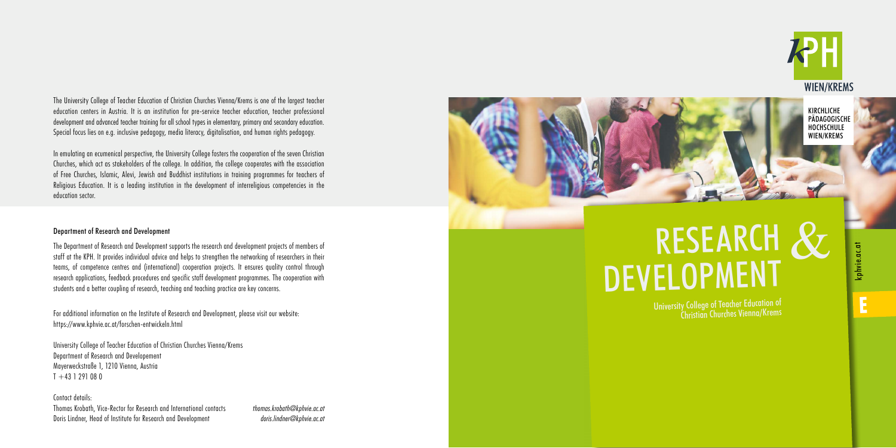The University College of Teacher Education of Christian Churches Vienna/Krems is one of the largest teacher education centers in Austria. It is an institution for pre-service teacher education, teacher professional development and advanced teacher training for all school types in elementary, primary and secondary education. Special focus lies on e.g. inclusive pedagogy, media literacy, digitalisation, and human rights pedagogy.

In emulating an ecumenical perspective, the University College fosters the cooperation of the seven Christian Churches, which act as stakeholders of the college. In addition, the college cooperates with the association of Free Churches, Islamic, Alevi, Jewish and Buddhist institutions in training programmes for teachers of Religious Education. It is a leading institution in the development of interreligious competencies in the education sector.

### Department of Research and Development

The Department of Research and Development supports the research and development projects of members of staff at the KPH. It provides individual advice and helps to strengthen the networking of researchers in their teams, of competence centres and (international) cooperation projects. It ensures quality control through research applications, feedback procedures and specific staff development programmes. The cooperation with students and a better coupling of research, teaching and teaching practice are key concerns.

For additional information on the Institute of Research and Development, please visit our website: https://www.kphvie.ac.at/forschen-entwickeln.html

University College of Teacher Education of Christian Churches Vienna/Krems
Department of Research and Developement
Mayerweckstraße 1, 1210 Vienna, Austria
T +43 1 291 08 0

Contact details:
Thomas Krobath, Vice-Rector for Research and International contacts *thomas.krobath@kphvie.ac.at*
Doris Lindner, Head of Institute for Research and Development *doris.lindner@kphvie.ac.at*

KPH WIEN/KREMS

KIRCHLICHE PÄDAGOGISCHE HOCHSCHULE WIEN/KREMS

# RESEARCH & DEVELOPMENT

University College of Teacher Education of Christian Churches Vienna/Krems

kphvie.ac.at

E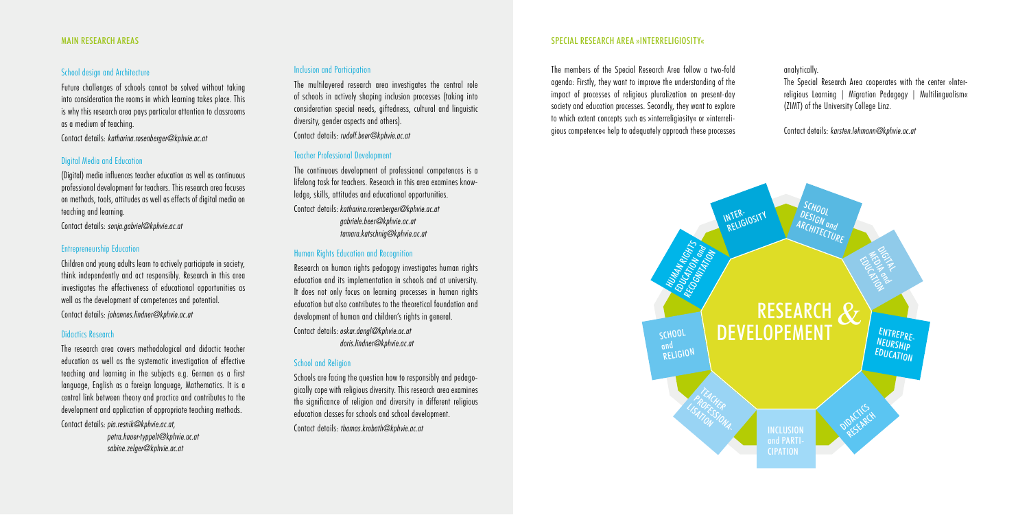## MAIN RESEARCH AREAS

### School design and Architecture

Future challenges of schools cannot be solved without taking into consideration the rooms in which learning takes place. This is why this research area pays particular attention to classrooms as a medium of teaching.

Contact details: *katharina.rosenberger@kphvie.ac.at*

### Digital Media and Education

(Digital) media influences teacher education as well as continuous professional development for teachers. This research area focuses on methods, tools, attitudes as well as effects of digital media on teaching and learning.

Contact details: *sonja.gabriel@kphvie.ac.at*

### Entrepreneurship Education

Children and young adults learn to actively participate in society, think independently and act responsibly. Research in this area investigates the effectiveness of educational opportunities as well as the development of competences and potential.

Contact details: *johannes.lindner@kphvie.ac.at*

### Didactics Research

The research area covers methodological and didactic teacher education as well as the systematic investigation of effective teaching and learning in the subjects e.g. German as a first language, English as a foreign language, Mathematics. It is a central link between theory and practice and contributes to the development and application of appropriate teaching methods.

Contact details: *pia.resnik@kphvie.ac.at,*
*petra.hauer-typpelt@kphvie.ac.at*
*sabine.zelger@kphvie.ac.at*

### Inclusion and Participation

The multilayered research area investigates the central role of schools in actively shaping inclusion processes (taking into consideration special needs, giftedness, cultural and linguistic diversity, gender aspects and others).

Contact details: *rudolf.beer@kphvie.ac.at*

### Teacher Professional Development

The continuous development of professional competences is a lifelong task for teachers. Research in this area examines knowledge, skills, attitudes and educational opportunities.

Contact details: *katharina.rosenberger@kphvie.ac.at*
*gabriele.beer@kphvie.ac.at*
*tamara.katschnig@kphvie.ac.at*

### Human Rights Education and Recognition

Research on human rights pedagogy investigates human rights education and its implementation in schools and at university. It does not only focus on learning processes in human rights education but also contributes to the theoretical foundation and development of human and children's rights in general.

Contact details: *oskar.dangl@kphvie.ac.at*
*doris.lindner@kphvie.ac.at*

### School and Religion

Schools are facing the question how to responsibly and pedagogically cope with religious diversity. This research area examines the significance of religion and diversity in different religious education classes for schools and school development.

Contact details: *thomas.krobath@kphvie.ac.at*

## SPECIAL RESEARCH AREA »INTERRELIGIOSITY«

The members of the Special Research Area follow a two-fold agenda: Firstly, they want to improve the understanding of the impact of processes of religious pluralization on present-day society and education processes. Secondly, they want to explore to which extent concepts such as »interreligiosity« or »interreligious competence« help to adequately approach these processes analytically.

The Special Research Area cooperates with the center »Interreligious Learning | Migration Pedagogy | Multilingualism« (ZIMT) of the University College Linz.

Contact details: *karsten.lehmann@kphvie.ac.at*

RESEARCH & DEVELOPEMENT

INTER-RELIGIOSITY

SCHOOL DESIGN and ARCHITECTURE

DIGITAL MEDIA and EDUCATION

ENTREPRE-NEURSHIP EDUCATION

DIDACTICS RESEARCH

INCLUSION and PARTI-CIPATION

TEACHER PROFESSIONA-LISATION

SCHOOL and RELIGION

HUMAN RIGHTS EDUCATION and RECOGNITATION